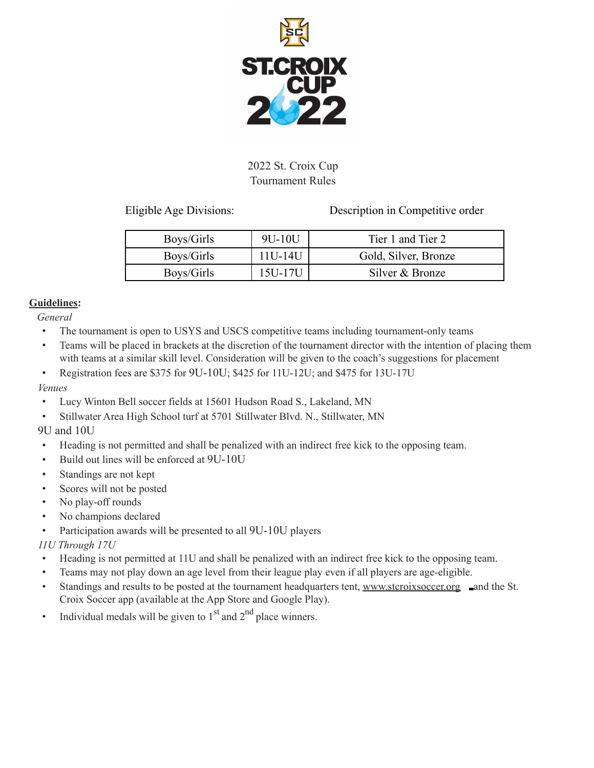2022 St. Croix Cup
Tournament Rules

Eligible Age Divisions: Description in Competitive order

| Boys/Girls | 9U-10U | Tier 1 and Tier 2 |
|---|---|---|
| Boys/Girls | 11U-14U | Gold, Silver, Bronze |
| Boys/Girls | 15U-17U | Silver & Bronze |

**Guidelines:**

*General*

- The tournament is open to USYS and USCS competitive teams including tournament-only teams
- Teams will be placed in brackets at the discretion of the tournament director with the intention of placing them with teams at a similar skill level. Consideration will be given to the coach's suggestions for placement
- Registration fees are $375 for 9U-10U; $425 for 11U-12U; and $475 for 13U-17U

*Venues*

- Lucy Winton Bell soccer fields at 15601 Hudson Road S., Lakeland, MN
- Stillwater Area High School turf at 5701 Stillwater Blvd. N., Stillwater, MN

9U and 10U

- Heading is not permitted and shall be penalized with an indirect free kick to the opposing team.
- Build out lines will be enforced at 9U-10U
- Standings are not kept
- Scores will not be posted
- No play-off rounds
- No champions declared
- Participation awards will be presented to all 9U-10U players

*11U Through 17U*

- Heading is not permitted at 11U and shall be penalized with an indirect free kick to the opposing team.
- Teams may not play down an age level from their league play even if all players are age-eligible.
- Standings and results to be posted at the tournament headquarters tent, www.stcroixsoccer.org and the St. Croix Soccer app (available at the App Store and Google Play).
- Individual medals will be given to 1st and 2nd place winners.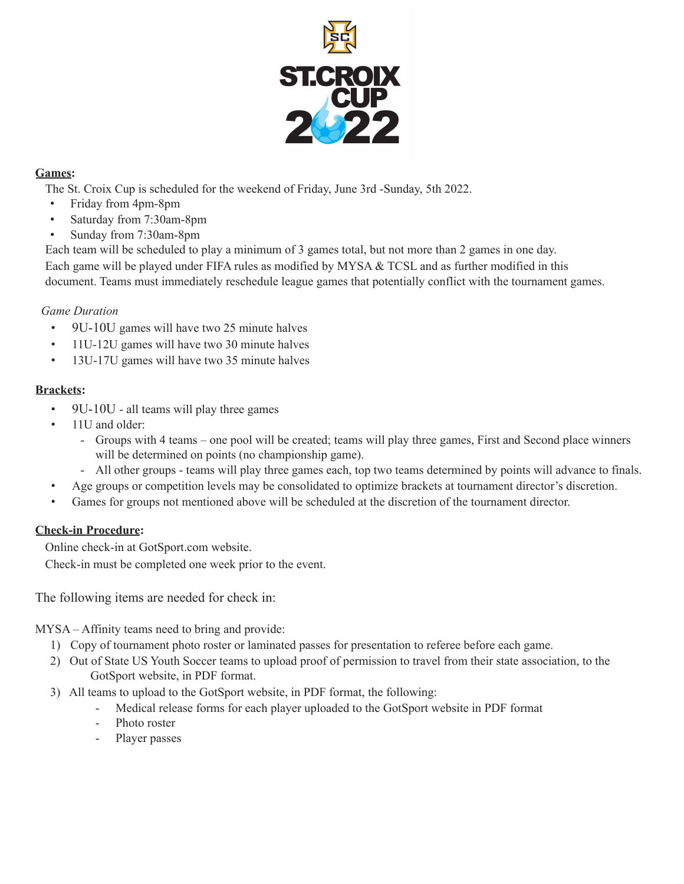**ST.CROIX CUP 2022**

**Games:**

The St. Croix Cup is scheduled for the weekend of Friday, June 3rd -Sunday, 5th 2022.

- Friday from 4pm-8pm
- Saturday from 7:30am-8pm
- Sunday from 7:30am-8pm

Each team will be scheduled to play a minimum of 3 games total, but not more than 2 games in one day. Each game will be played under FIFA rules as modified by MYSA & TCSL and as further modified in this document. Teams must immediately reschedule league games that potentially conflict with the tournament games.

*Game Duration*

- 9U-10U games will have two 25 minute halves
- 11U-12U games will have two 30 minute halves
- 13U-17U games will have two 35 minute halves

**Brackets:**

- 9U-10U - all teams will play three games
- 11U and older:
  - Groups with 4 teams – one pool will be created; teams will play three games, First and Second place winners will be determined on points (no championship game).
  - All other groups - teams will play three games each, top two teams determined by points will advance to finals.
- Age groups or competition levels may be consolidated to optimize brackets at tournament director's discretion.
- Games for groups not mentioned above will be scheduled at the discretion of the tournament director.

**Check-in Procedure:**

Online check-in at GotSport.com website.

Check-in must be completed one week prior to the event.

The following items are needed for check in:

MYSA – Affinity teams need to bring and provide:

1) Copy of tournament photo roster or laminated passes for presentation to referee before each game.
2) Out of State US Youth Soccer teams to upload proof of permission to travel from their state association, to the GotSport website, in PDF format.
3) All teams to upload to the GotSport website, in PDF format, the following:
   - Medical release forms for each player uploaded to the GotSport website in PDF format
   - Photo roster
   - Player passes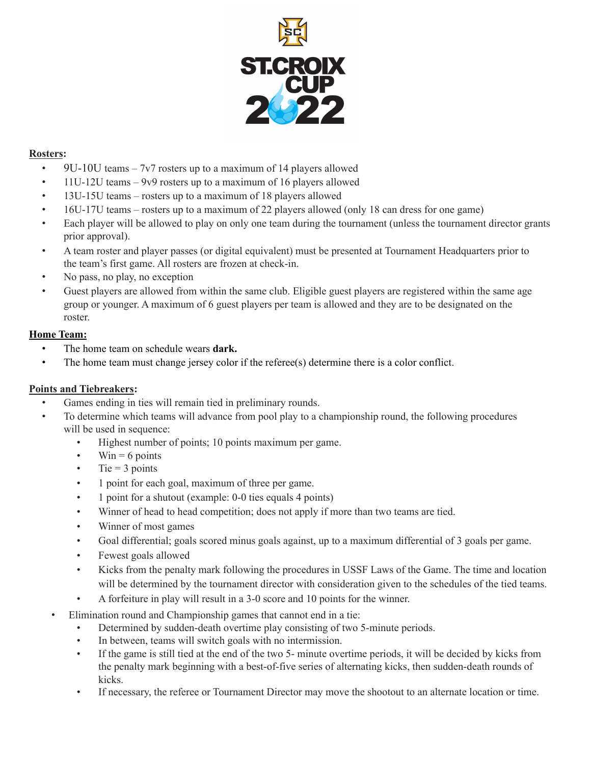**Rosters:**

- 9U-10U teams – 7v7 rosters up to a maximum of 14 players allowed
- 11U-12U teams – 9v9 rosters up to a maximum of 16 players allowed
- 13U-15U teams – rosters up to a maximum of 18 players allowed
- 16U-17U teams – rosters up to a maximum of 22 players allowed (only 18 can dress for one game)
- Each player will be allowed to play on only one team during the tournament (unless the tournament director grants prior approval).
- A team roster and player passes (or digital equivalent) must be presented at Tournament Headquarters prior to the team's first game. All rosters are frozen at check-in.
- No pass, no play, no exception
- Guest players are allowed from within the same club. Eligible guest players are registered within the same age group or younger. A maximum of 6 guest players per team is allowed and they are to be designated on the roster.

**Home Team:**

- The home team on schedule wears **dark.**
- The home team must change jersey color if the referee(s) determine there is a color conflict.

**Points and Tiebreakers:**

- Games ending in ties will remain tied in preliminary rounds.
- To determine which teams will advance from pool play to a championship round, the following procedures will be used in sequence:
  - Highest number of points; 10 points maximum per game.
  - Win = 6 points
  - Tie = 3 points
  - 1 point for each goal, maximum of three per game.
  - 1 point for a shutout (example: 0-0 ties equals 4 points)
  - Winner of head to head competition; does not apply if more than two teams are tied.
  - Winner of most games
  - Goal differential; goals scored minus goals against, up to a maximum differential of 3 goals per game.
  - Fewest goals allowed
  - Kicks from the penalty mark following the procedures in USSF Laws of the Game. The time and location will be determined by the tournament director with consideration given to the schedules of the tied teams.
  - A forfeiture in play will result in a 3-0 score and 10 points for the winner.
- Elimination round and Championship games that cannot end in a tie:
  - Determined by sudden-death overtime play consisting of two 5-minute periods.
  - In between, teams will switch goals with no intermission.
  - If the game is still tied at the end of the two 5- minute overtime periods, it will be decided by kicks from the penalty mark beginning with a best-of-five series of alternating kicks, then sudden-death rounds of kicks.
  - If necessary, the referee or Tournament Director may move the shootout to an alternate location or time.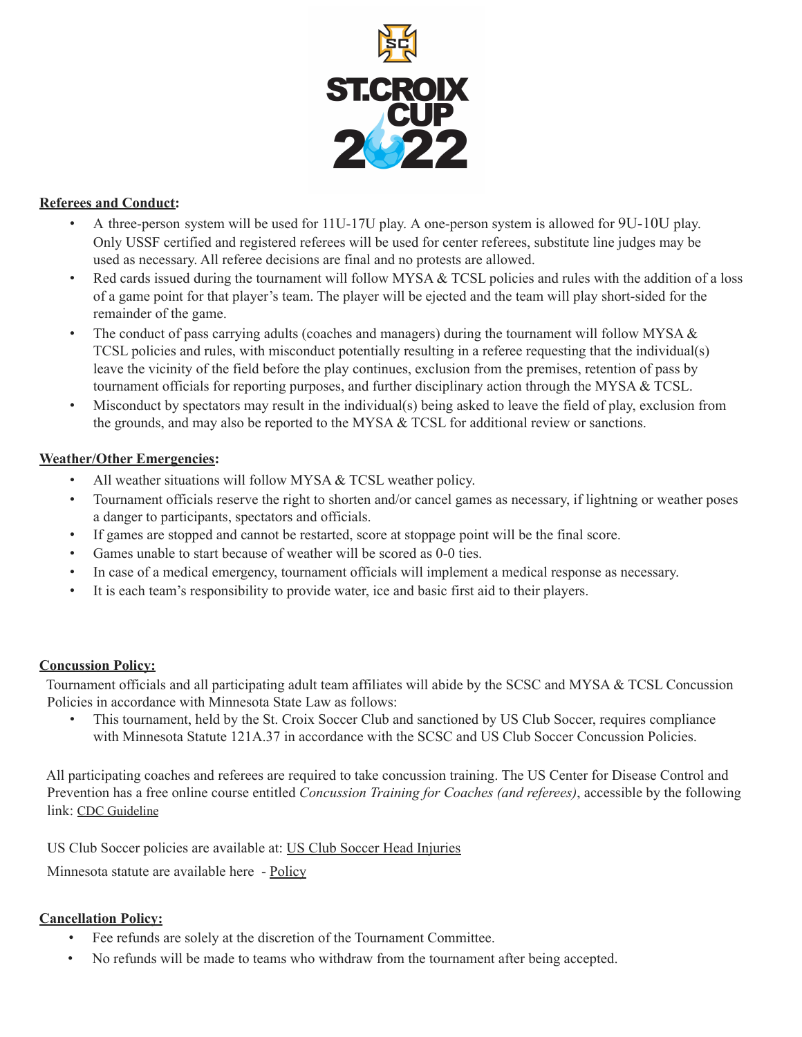**Referees and Conduct:**

- A three-person system will be used for 11U-17U play. A one-person system is allowed for 9U-10U play. Only USSF certified and registered referees will be used for center referees, substitute line judges may be used as necessary. All referee decisions are final and no protests are allowed.
- Red cards issued during the tournament will follow MYSA & TCSL policies and rules with the addition of a loss of a game point for that player's team. The player will be ejected and the team will play short-sided for the remainder of the game.
- The conduct of pass carrying adults (coaches and managers) during the tournament will follow MYSA & TCSL policies and rules, with misconduct potentially resulting in a referee requesting that the individual(s) leave the vicinity of the field before the play continues, exclusion from the premises, retention of pass by tournament officials for reporting purposes, and further disciplinary action through the MYSA & TCSL.
- Misconduct by spectators may result in the individual(s) being asked to leave the field of play, exclusion from the grounds, and may also be reported to the MYSA & TCSL for additional review or sanctions.

**Weather/Other Emergencies:**

- All weather situations will follow MYSA & TCSL weather policy.
- Tournament officials reserve the right to shorten and/or cancel games as necessary, if lightning or weather poses a danger to participants, spectators and officials.
- If games are stopped and cannot be restarted, score at stoppage point will be the final score.
- Games unable to start because of weather will be scored as 0-0 ties.
- In case of a medical emergency, tournament officials will implement a medical response as necessary.
- It is each team's responsibility to provide water, ice and basic first aid to their players.

**Concussion Policy:**

Tournament officials and all participating adult team affiliates will abide by the SCSC and MYSA & TCSL Concussion Policies in accordance with Minnesota State Law as follows:

- This tournament, held by the St. Croix Soccer Club and sanctioned by US Club Soccer, requires compliance with Minnesota Statute 121A.37 in accordance with the SCSC and US Club Soccer Concussion Policies.

All participating coaches and referees are required to take concussion training. The US Center for Disease Control and Prevention has a free online course entitled *Concussion Training for Coaches (and referees)*, accessible by the following link: CDC Guideline

US Club Soccer policies are available at: US Club Soccer Head Injuries

Minnesota statute are available here - Policy

**Cancellation Policy:**

- Fee refunds are solely at the discretion of the Tournament Committee.
- No refunds will be made to teams who withdraw from the tournament after being accepted.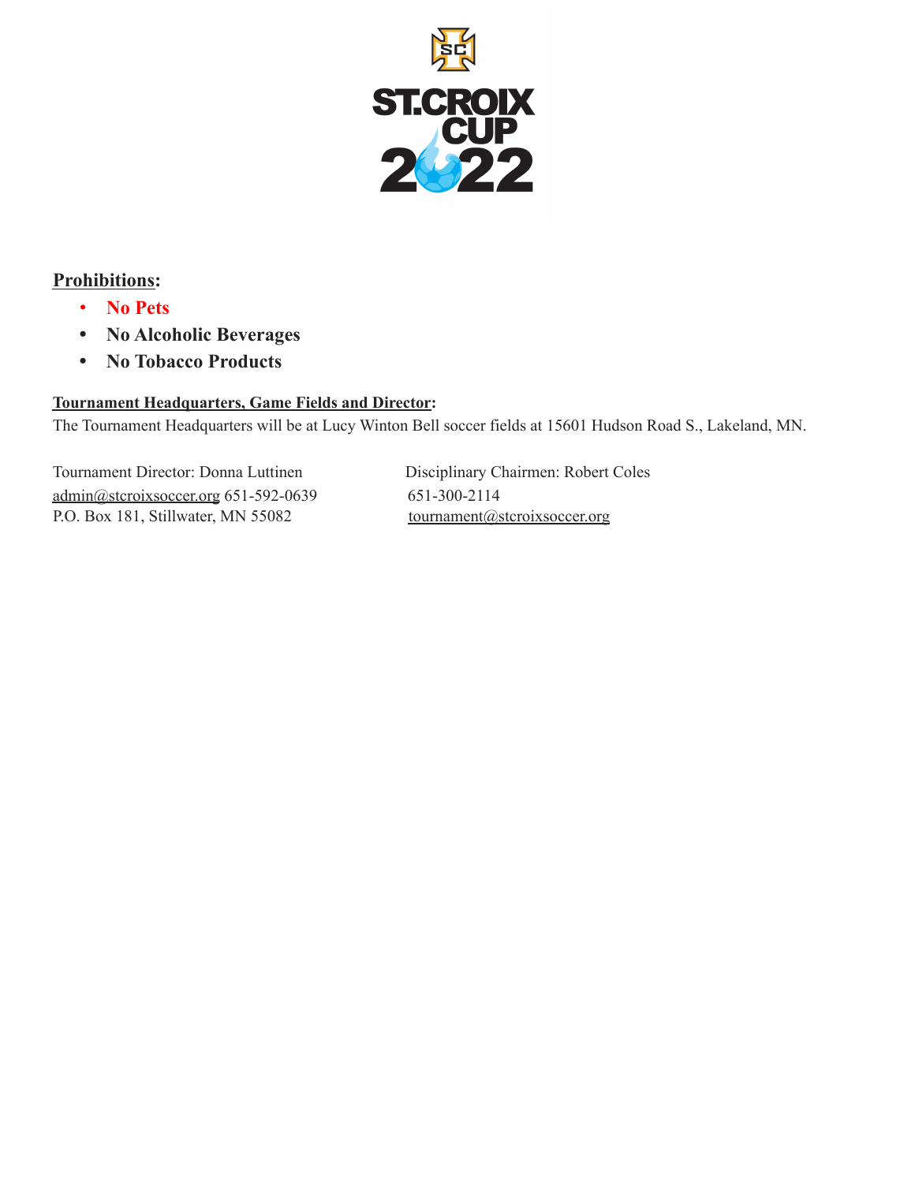## **Prohibitions:**

- **No Pets**
- **No Alcoholic Beverages**
- **No Tobacco Products**

**Tournament Headquarters, Game Fields and Director:**

The Tournament Headquarters will be at Lucy Winton Bell soccer fields at 15601 Hudson Road S., Lakeland, MN.

Tournament Director: Donna Luttinen
admin@stcroixsoccer.org 651-592-0639
P.O. Box 181, Stillwater, MN 55082

Disciplinary Chairmen: Robert Coles
651-300-2114
tournament@stcroixsoccer.org